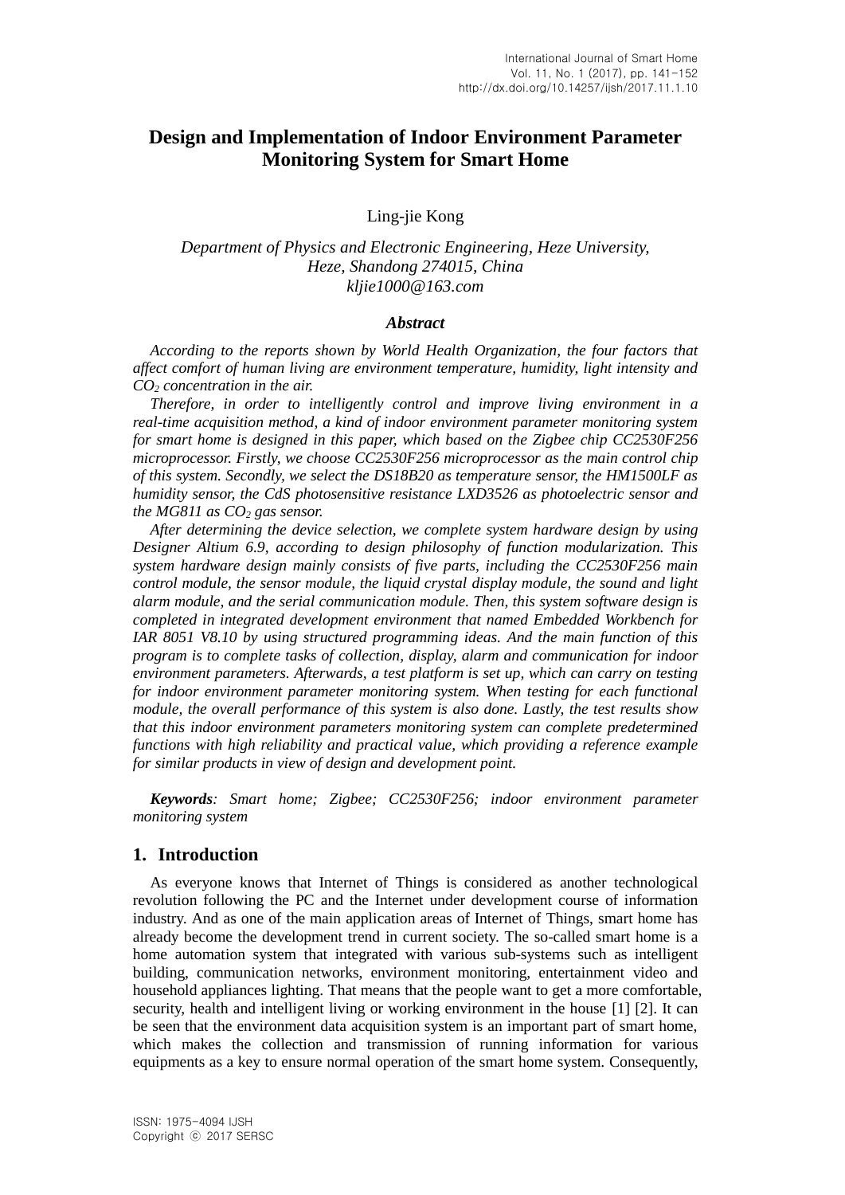# Design and Implementation of Indoor Environment Parameter Monitoring System for Smart Home

Ling-jie Kong

*Department of Physics and Electronic Engineering, Heze University, Heze, Shandong 274015, China*
*kljie1000@163.com*

***Abstract***

*According to the reports shown by World Health Organization, the four factors that affect comfort of human living are environment temperature, humidity, light intensity and $CO_2$ concentration in the air.*

*Therefore, in order to intelligently control and improve living environment in a real-time acquisition method, a kind of indoor environment parameter monitoring system for smart home is designed in this paper, which based on the Zigbee chip CC2530F256 microprocessor. Firstly, we choose CC2530F256 microprocessor as the main control chip of this system. Secondly, we select the DS18B20 as temperature sensor, the HM1500LF as humidity sensor, the CdS photosensitive resistance LXD3526 as photoelectric sensor and the MG811 as $CO_2$ gas sensor.*

*After determining the device selection, we complete system hardware design by using Designer Altium 6.9, according to design philosophy of function modularization. This system hardware design mainly consists of five parts, including the CC2530F256 main control module, the sensor module, the liquid crystal display module, the sound and light alarm module, and the serial communication module. Then, this system software design is completed in integrated development environment that named Embedded Workbench for IAR 8051 V8.10 by using structured programming ideas. And the main function of this program is to complete tasks of collection, display, alarm and communication for indoor environment parameters. Afterwards, a test platform is set up, which can carry on testing for indoor environment parameter monitoring system. When testing for each functional module, the overall performance of this system is also done. Lastly, the test results show that this indoor environment parameters monitoring system can complete predetermined functions with high reliability and practical value, which providing a reference example for similar products in view of design and development point.*

***Keywords****: Smart home; Zigbee; CC2530F256; indoor environment parameter monitoring system*

## 1. Introduction

As everyone knows that Internet of Things is considered as another technological revolution following the PC and the Internet under development course of information industry. And as one of the main application areas of Internet of Things, smart home has already become the development trend in current society. The so-called smart home is a home automation system that integrated with various sub-systems such as intelligent building, communication networks, environment monitoring, entertainment video and household appliances lighting. That means that the people want to get a more comfortable, security, health and intelligent living or working environment in the house [1] [2]. It can be seen that the environment data acquisition system is an important part of smart home, which makes the collection and transmission of running information for various equipments as a key to ensure normal operation of the smart home system. Consequently,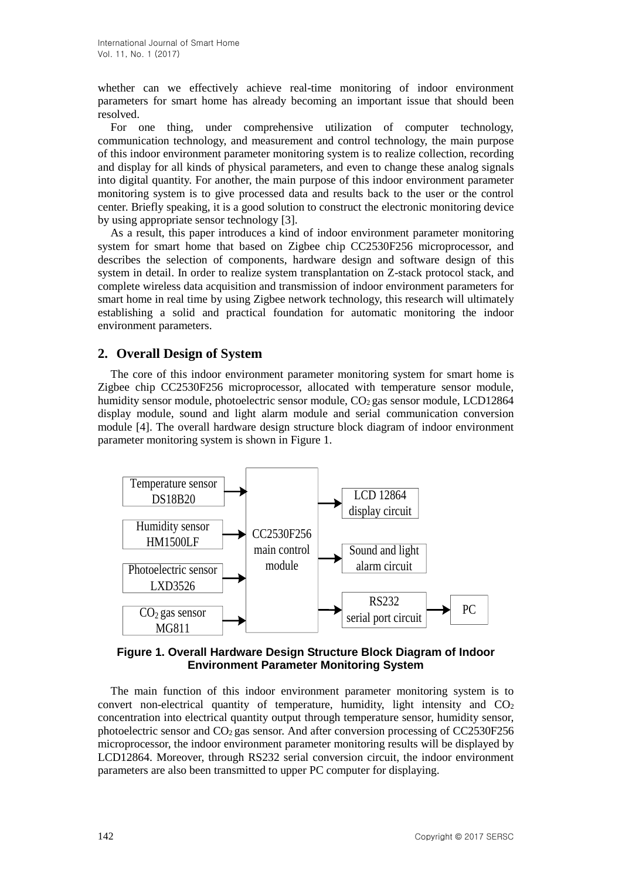whether can we effectively achieve real-time monitoring of indoor environment parameters for smart home has already becoming an important issue that should been resolved.

For one thing, under comprehensive utilization of computer technology, communication technology, and measurement and control technology, the main purpose of this indoor environment parameter monitoring system is to realize collection, recording and display for all kinds of physical parameters, and even to change these analog signals into digital quantity. For another, the main purpose of this indoor environment parameter monitoring system is to give processed data and results back to the user or the control center. Briefly speaking, it is a good solution to construct the electronic monitoring device by using appropriate sensor technology [3].

As a result, this paper introduces a kind of indoor environment parameter monitoring system for smart home that based on Zigbee chip CC2530F256 microprocessor, and describes the selection of components, hardware design and software design of this system in detail. In order to realize system transplantation on Z-stack protocol stack, and complete wireless data acquisition and transmission of indoor environment parameters for smart home in real time by using Zigbee network technology, this research will ultimately establishing a solid and practical foundation for automatic monitoring the indoor environment parameters.

## 2. Overall Design of System

The core of this indoor environment parameter monitoring system for smart home is Zigbee chip CC2530F256 microprocessor, allocated with temperature sensor module, humidity sensor module, photoelectric sensor module, $CO_2$ gas sensor module, LCD12864 display module, sound and light alarm module and serial communication conversion module [4]. The overall hardware design structure block diagram of indoor environment parameter monitoring system is shown in Figure 1.

Temperature sensor DS18B20 → CC2530F256 main control module
Humidity sensor HM1500LF → CC2530F256 main control module
Photoelectric sensor LXD3526 → CC2530F256 main control module
$CO_2$ gas sensor MG811 → CC2530F256 main control module
CC2530F256 main control module → LCD 12864 display circuit
CC2530F256 main control module → Sound and light alarm circuit
CC2530F256 main control module → RS232 serial port circuit → PC

**Figure 1. Overall Hardware Design Structure Block Diagram of Indoor Environment Parameter Monitoring System**

The main function of this indoor environment parameter monitoring system is to convert non-electrical quantity of temperature, humidity, light intensity and $CO_2$ concentration into electrical quantity output through temperature sensor, humidity sensor, photoelectric sensor and $CO_2$ gas sensor. And after conversion processing of CC2530F256 microprocessor, the indoor environment parameter monitoring results will be displayed by LCD12864. Moreover, through RS232 serial conversion circuit, the indoor environment parameters are also been transmitted to upper PC computer for displaying.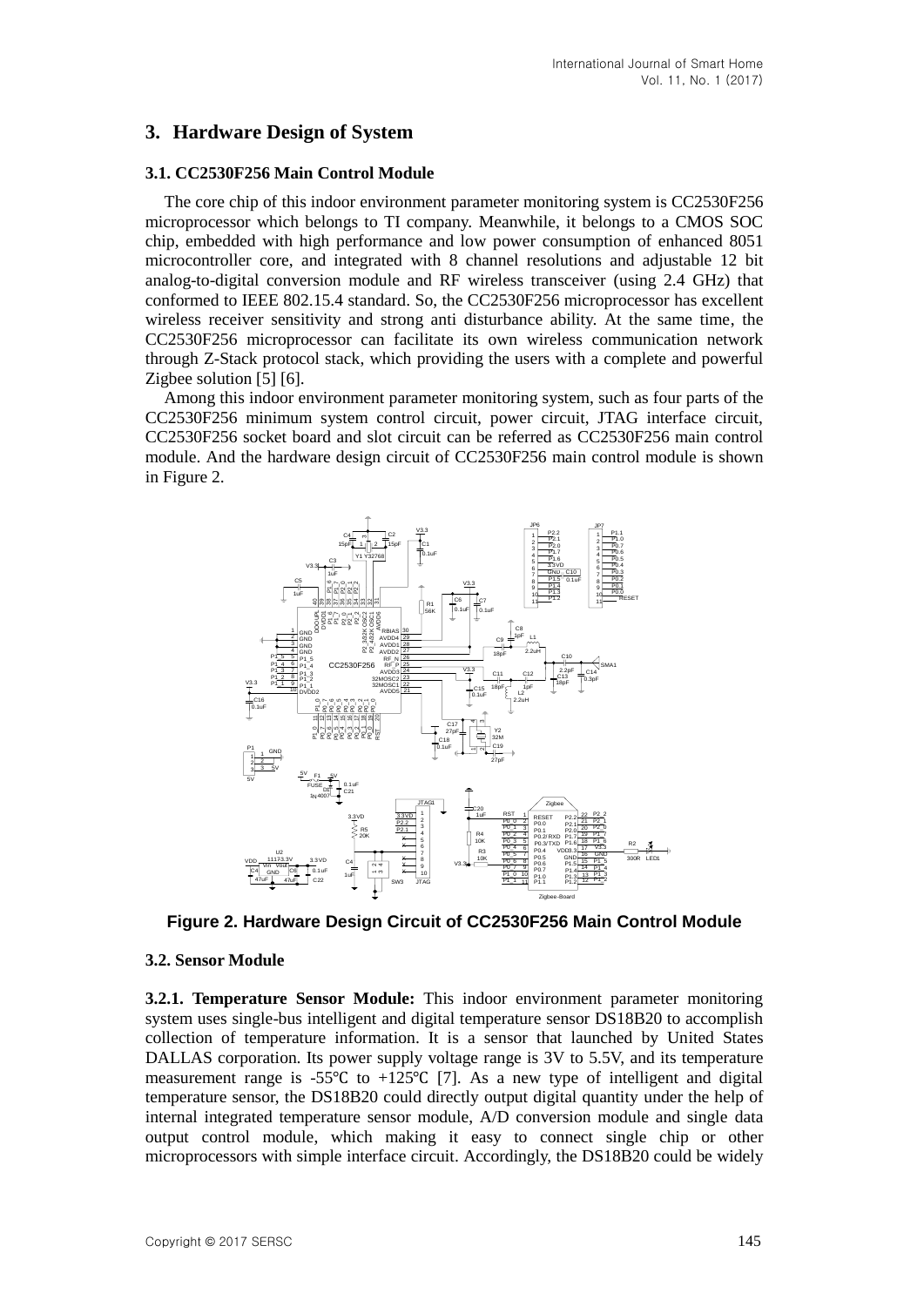# 3. Hardware Design of System

## 3.1. CC2530F256 Main Control Module

The core chip of this indoor environment parameter monitoring system is CC2530F256 microprocessor which belongs to TI company. Meanwhile, it belongs to a CMOS SOC chip, embedded with high performance and low power consumption of enhanced 8051 microcontroller core, and integrated with 8 channel resolutions and adjustable 12 bit analog-to-digital conversion module and RF wireless transceiver (using 2.4 GHz) that conformed to IEEE 802.15.4 standard. So, the CC2530F256 microprocessor has excellent wireless receiver sensitivity and strong anti disturbance ability. At the same time, the CC2530F256 microprocessor can facilitate its own wireless communication network through Z-Stack protocol stack, which providing the users with a complete and powerful Zigbee solution [5] [6].

Among this indoor environment parameter monitoring system, such as four parts of the CC2530F256 minimum system control circuit, power circuit, JTAG interface circuit, CC2530F256 socket board and slot circuit can be referred as CC2530F256 main control module. And the hardware design circuit of CC2530F256 main control module is shown in Figure 2.

**Figure 2. Hardware Design Circuit of CC2530F256 Main Control Module**

## 3.2. Sensor Module

**3.2.1. Temperature Sensor Module:** This indoor environment parameter monitoring system uses single-bus intelligent and digital temperature sensor DS18B20 to accomplish collection of temperature information. It is a sensor that launched by United States DALLAS corporation. Its power supply voltage range is 3V to 5.5V, and its temperature measurement range is -55℃ to +125℃ [7]. As a new type of intelligent and digital temperature sensor, the DS18B20 could directly output digital quantity under the help of internal integrated temperature sensor module, A/D conversion module and single data output control module, which making it easy to connect single chip or other microprocessors with simple interface circuit. Accordingly, the DS18B20 could be widely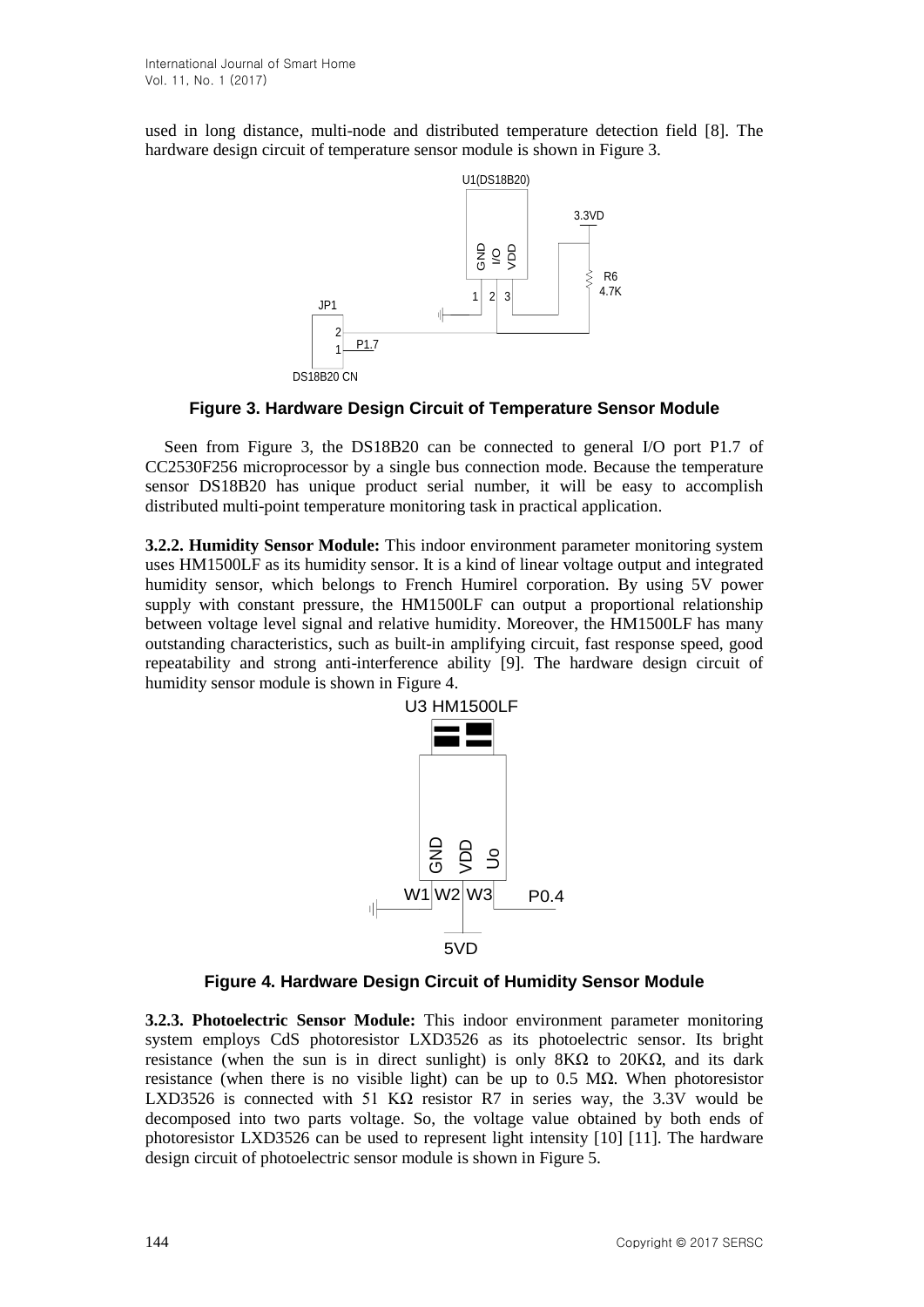used in long distance, multi-node and distributed temperature detection field [8]. The hardware design circuit of temperature sensor module is shown in Figure 3.

**Figure 3. Hardware Design Circuit of Temperature Sensor Module**

Seen from Figure 3, the DS18B20 can be connected to general I/O port P1.7 of CC2530F256 microprocessor by a single bus connection mode. Because the temperature sensor DS18B20 has unique product serial number, it will be easy to accomplish distributed multi-point temperature monitoring task in practical application.

**3.2.2. Humidity Sensor Module:** This indoor environment parameter monitoring system uses HM1500LF as its humidity sensor. It is a kind of linear voltage output and integrated humidity sensor, which belongs to French Humirel corporation. By using 5V power supply with constant pressure, the HM1500LF can output a proportional relationship between voltage level signal and relative humidity. Moreover, the HM1500LF has many outstanding characteristics, such as built-in amplifying circuit, fast response speed, good repeatability and strong anti-interference ability [9]. The hardware design circuit of humidity sensor module is shown in Figure 4.

**Figure 4. Hardware Design Circuit of Humidity Sensor Module**

**3.2.3. Photoelectric Sensor Module:** This indoor environment parameter monitoring system employs CdS photoresistor LXD3526 as its photoelectric sensor. Its bright resistance (when the sun is in direct sunlight) is only 8KΩ to 20KΩ, and its dark resistance (when there is no visible light) can be up to 0.5 MΩ. When photoresistor LXD3526 is connected with 51 KΩ resistor R7 in series way, the 3.3V would be decomposed into two parts voltage. So, the voltage value obtained by both ends of photoresistor LXD3526 can be used to represent light intensity [10] [11]. The hardware design circuit of photoelectric sensor module is shown in Figure 5.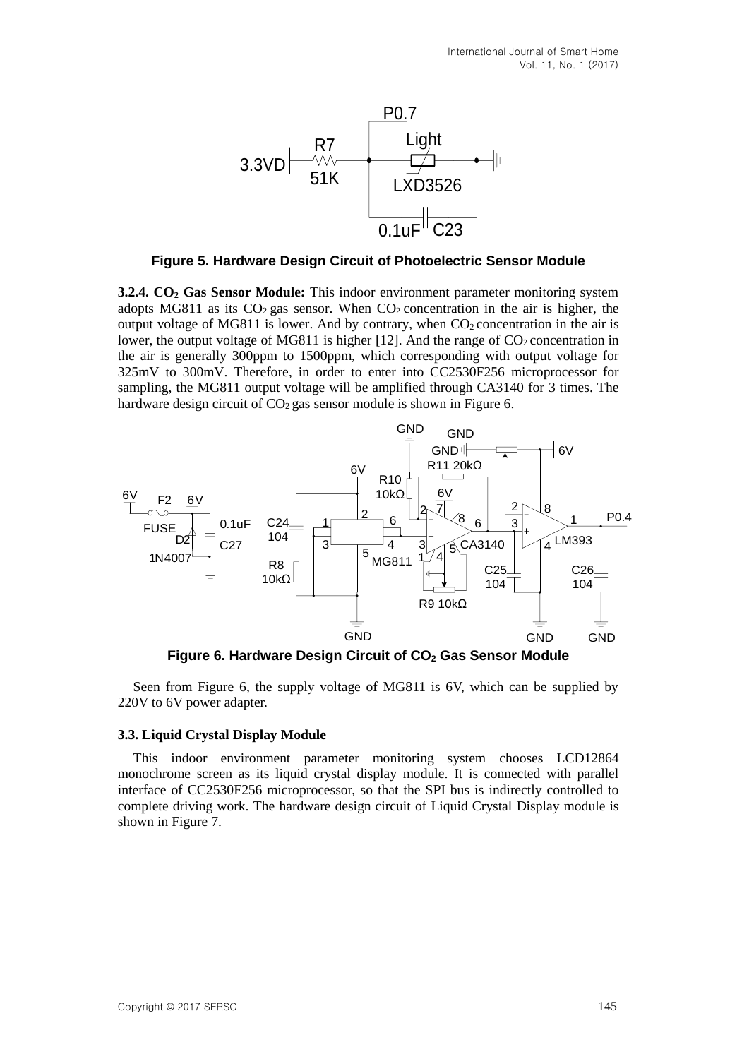**Figure 5. Hardware Design Circuit of Photoelectric Sensor Module**

**3.2.4. $CO_2$ Gas Sensor Module:** This indoor environment parameter monitoring system adopts MG811 as its $CO_2$ gas sensor. When $CO_2$ concentration in the air is higher, the output voltage of MG811 is lower. And by contrary, when $CO_2$ concentration in the air is lower, the output voltage of MG811 is higher [12]. And the range of $CO_2$ concentration in the air is generally 300ppm to 1500ppm, which corresponding with output voltage for 325mV to 300mV. Therefore, in order to enter into CC2530F256 microprocessor for sampling, the MG811 output voltage will be amplified through CA3140 for 3 times. The hardware design circuit of $CO_2$ gas sensor module is shown in Figure 6.

**Figure 6. Hardware Design Circuit of $CO_2$ Gas Sensor Module**

Seen from Figure 6, the supply voltage of MG811 is 6V, which can be supplied by 220V to 6V power adapter.

### 3.3. Liquid Crystal Display Module

This indoor environment parameter monitoring system chooses LCD12864 monochrome screen as its liquid crystal display module. It is connected with parallel interface of CC2530F256 microprocessor, so that the SPI bus is indirectly controlled to complete driving work. The hardware design circuit of Liquid Crystal Display module is shown in Figure 7.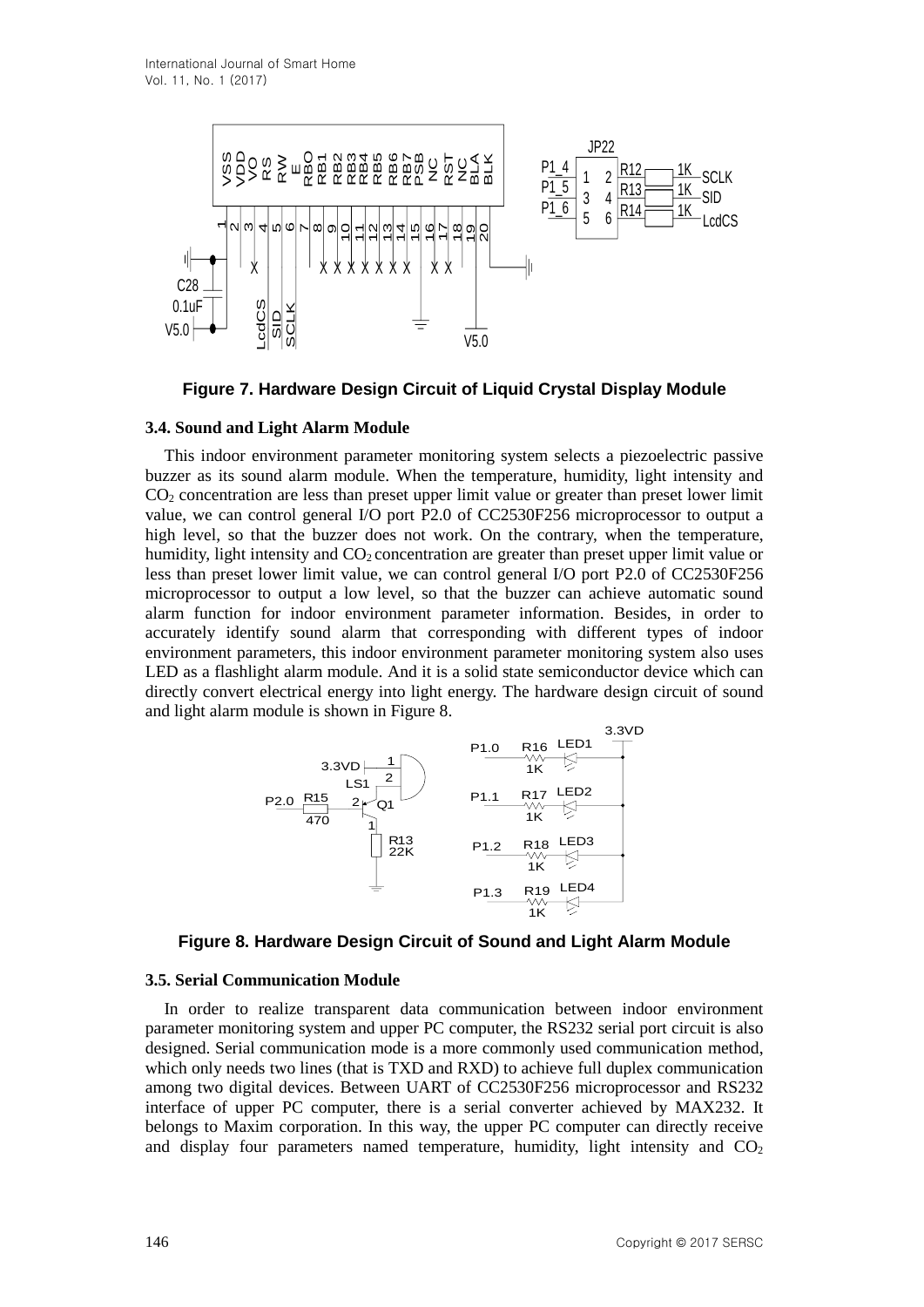Figure 7. Hardware Design Circuit of Liquid Crystal Display Module

### 3.4. Sound and Light Alarm Module

This indoor environment parameter monitoring system selects a piezoelectric passive buzzer as its sound alarm module. When the temperature, humidity, light intensity and $CO_2$ concentration are less than preset upper limit value or greater than preset lower limit value, we can control general I/O port P2.0 of CC2530F256 microprocessor to output a high level, so that the buzzer does not work. On the contrary, when the temperature, humidity, light intensity and $CO_2$ concentration are greater than preset upper limit value or less than preset lower limit value, we can control general I/O port P2.0 of CC2530F256 microprocessor to output a low level, so that the buzzer can achieve automatic sound alarm function for indoor environment parameter information. Besides, in order to accurately identify sound alarm that corresponding with different types of indoor environment parameters, this indoor environment parameter monitoring system also uses LED as a flashlight alarm module. And it is a solid state semiconductor device which can directly convert electrical energy into light energy. The hardware design circuit of sound and light alarm module is shown in Figure 8.

Figure 8. Hardware Design Circuit of Sound and Light Alarm Module

### 3.5. Serial Communication Module

In order to realize transparent data communication between indoor environment parameter monitoring system and upper PC computer, the RS232 serial port circuit is also designed. Serial communication mode is a more commonly used communication method, which only needs two lines (that is TXD and RXD) to achieve full duplex communication among two digital devices. Between UART of CC2530F256 microprocessor and RS232 interface of upper PC computer, there is a serial converter achieved by MAX232. It belongs to Maxim corporation. In this way, the upper PC computer can directly receive and display four parameters named temperature, humidity, light intensity and $CO_2$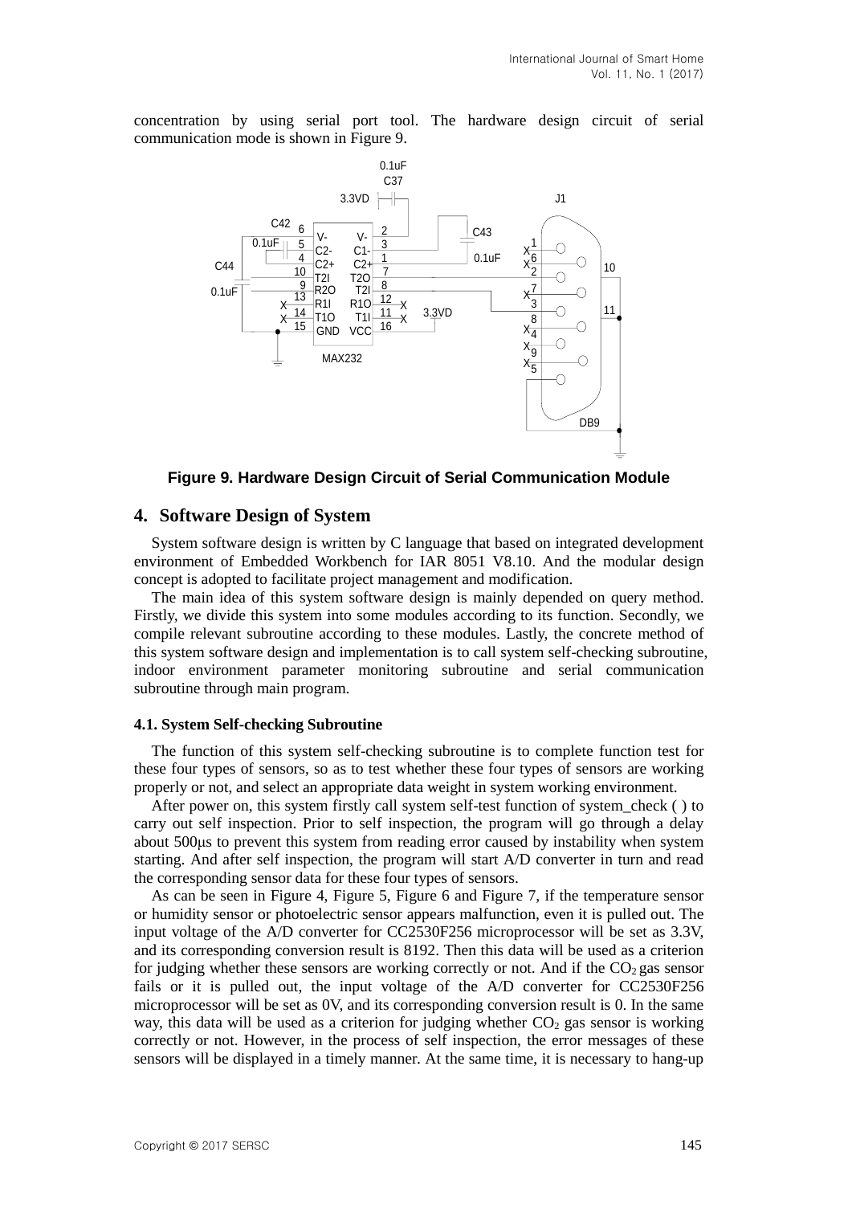concentration by using serial port tool. The hardware design circuit of serial communication mode is shown in Figure 9.

**Figure 9. Hardware Design Circuit of Serial Communication Module**

## 4. Software Design of System

System software design is written by C language that based on integrated development environment of Embedded Workbench for IAR 8051 V8.10. And the modular design concept is adopted to facilitate project management and modification.

The main idea of this system software design is mainly depended on query method. Firstly, we divide this system into some modules according to its function. Secondly, we compile relevant subroutine according to these modules. Lastly, the concrete method of this system software design and implementation is to call system self-checking subroutine, indoor environment parameter monitoring subroutine and serial communication subroutine through main program.

### 4.1. System Self-checking Subroutine

The function of this system self-checking subroutine is to complete function test for these four types of sensors, so as to test whether these four types of sensors are working properly or not, and select an appropriate data weight in system working environment.

After power on, this system firstly call system self-test function of system_check ( ) to carry out self inspection. Prior to self inspection, the program will go through a delay about 500μs to prevent this system from reading error caused by instability when system starting. And after self inspection, the program will start A/D converter in turn and read the corresponding sensor data for these four types of sensors.

As can be seen in Figure 4, Figure 5, Figure 6 and Figure 7, if the temperature sensor or humidity sensor or photoelectric sensor appears malfunction, even it is pulled out. The input voltage of the A/D converter for CC2530F256 microprocessor will be set as 3.3V, and its corresponding conversion result is 8192. Then this data will be used as a criterion for judging whether these sensors are working correctly or not. And if the $CO_2$ gas sensor fails or it is pulled out, the input voltage of the A/D converter for CC2530F256 microprocessor will be set as 0V, and its corresponding conversion result is 0. In the same way, this data will be used as a criterion for judging whether $CO_2$ gas sensor is working correctly or not. However, in the process of self inspection, the error messages of these sensors will be displayed in a timely manner. At the same time, it is necessary to hang-up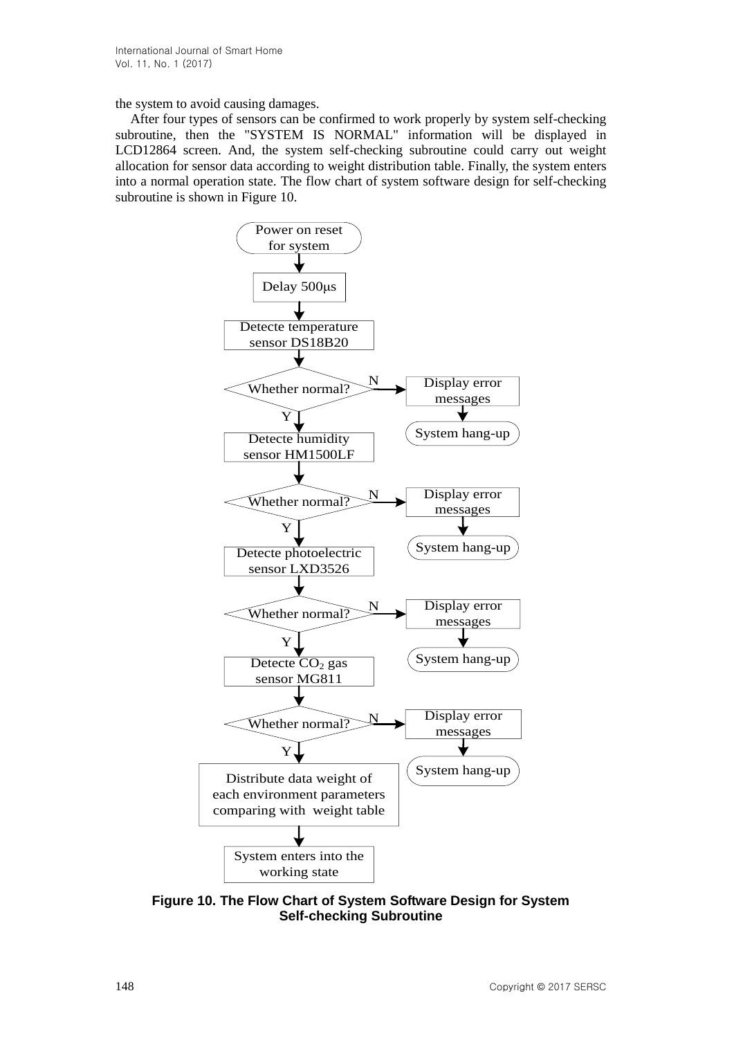the system to avoid causing damages.

After four types of sensors can be confirmed to work properly by system self-checking subroutine, then the "SYSTEM IS NORMAL" information will be displayed in LCD12864 screen. And, the system self-checking subroutine could carry out weight allocation for sensor data according to weight distribution table. Finally, the system enters into a normal operation state. The flow chart of system software design for self-checking subroutine is shown in Figure 10.

**Figure 10. The Flow Chart of System Software Design for System Self-checking Subroutine**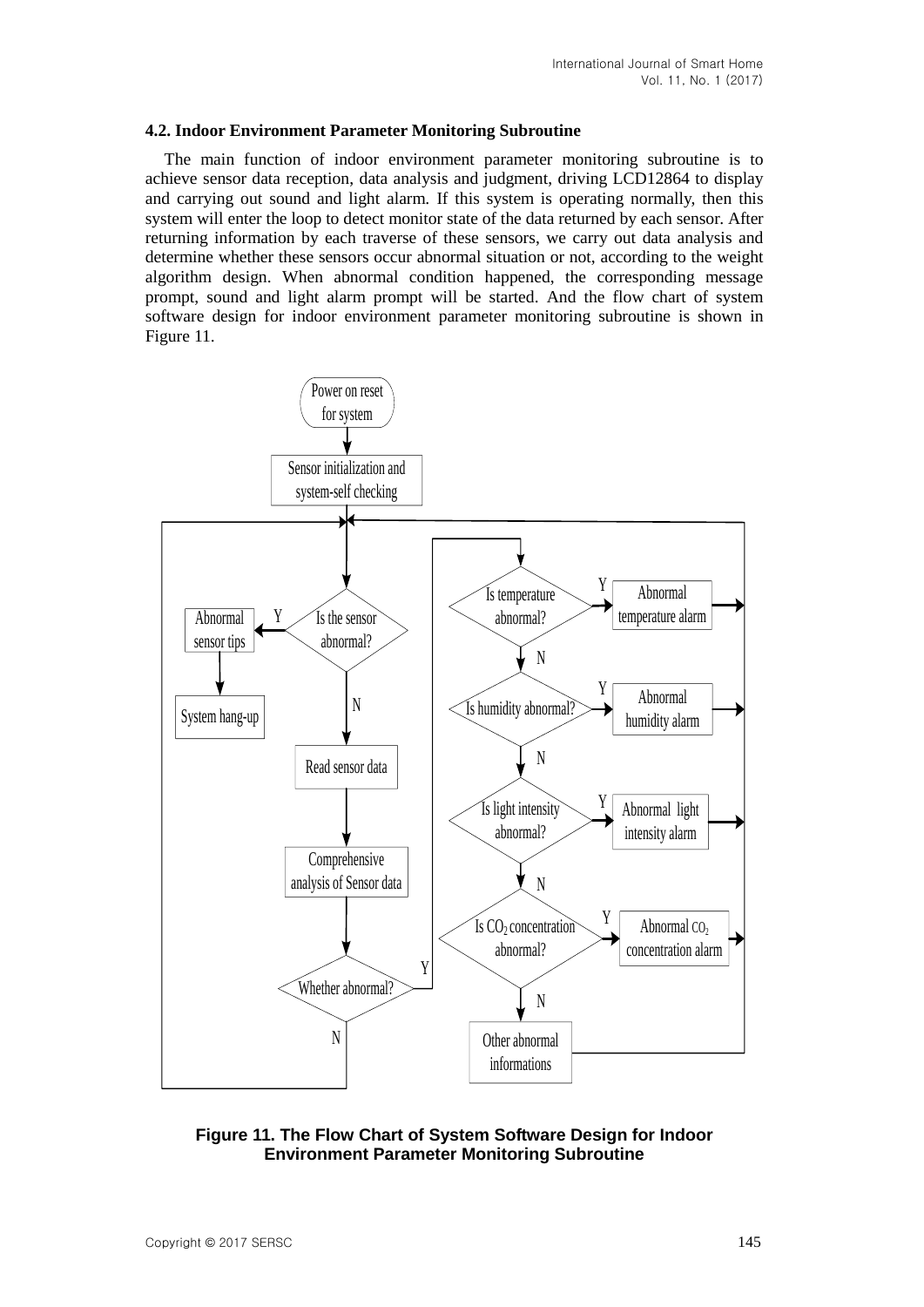### 4.2. Indoor Environment Parameter Monitoring Subroutine

The main function of indoor environment parameter monitoring subroutine is to achieve sensor data reception, data analysis and judgment, driving LCD12864 to display and carrying out sound and light alarm. If this system is operating normally, then this system will enter the loop to detect monitor state of the data returned by each sensor. After returning information by each traverse of these sensors, we carry out data analysis and determine whether these sensors occur abnormal situation or not, according to the weight algorithm design. When abnormal condition happened, the corresponding message prompt, sound and light alarm prompt will be started. And the flow chart of system software design for indoor environment parameter monitoring subroutine is shown in Figure 11.

**Figure 11. The Flow Chart of System Software Design for Indoor Environment Parameter Monitoring Subroutine**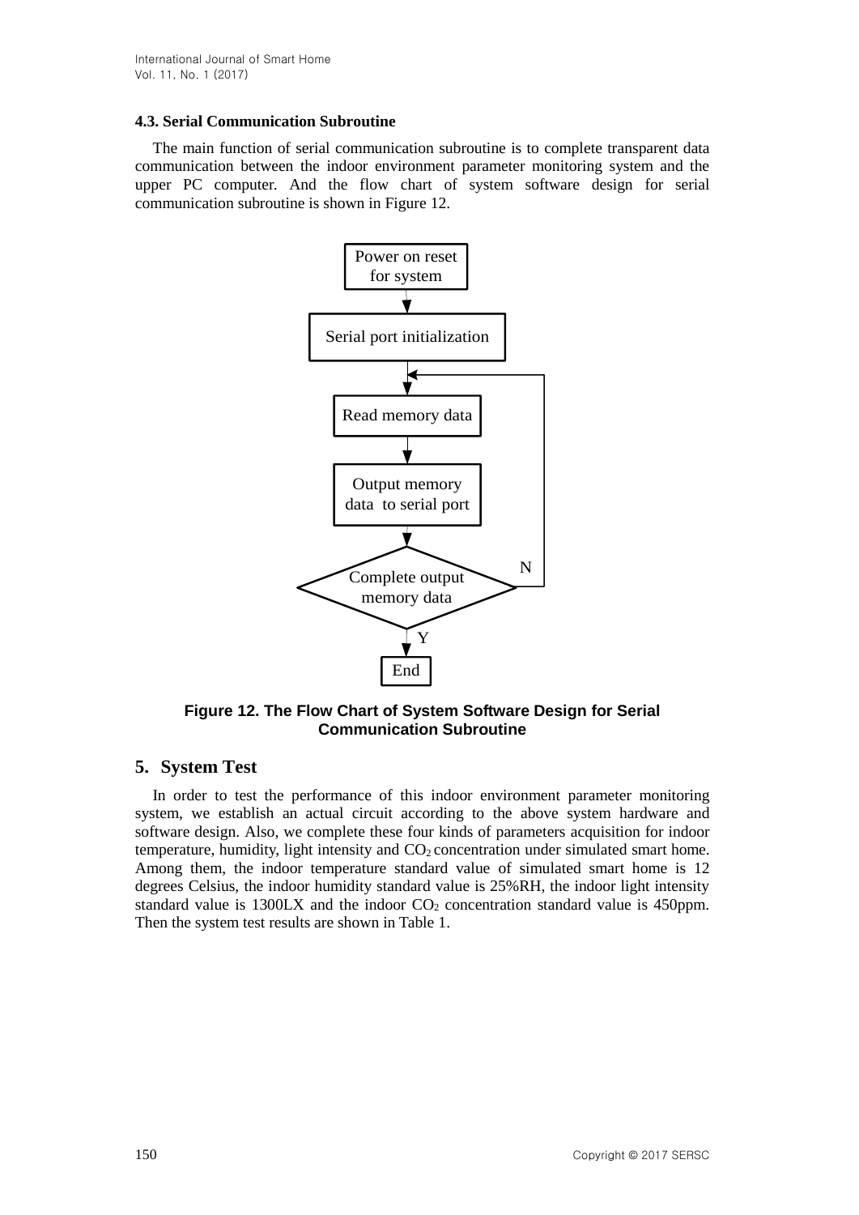### 4.3. Serial Communication Subroutine

The main function of serial communication subroutine is to complete transparent data communication between the indoor environment parameter monitoring system and the upper PC computer. And the flow chart of system software design for serial communication subroutine is shown in Figure 12.

**Figure 12. The Flow Chart of System Software Design for Serial Communication Subroutine**

## 5. System Test

In order to test the performance of this indoor environment parameter monitoring system, we establish an actual circuit according to the above system hardware and software design. Also, we complete these four kinds of parameters acquisition for indoor temperature, humidity, light intensity and $CO_2$ concentration under simulated smart home. Among them, the indoor temperature standard value of simulated smart home is 12 degrees Celsius, the indoor humidity standard value is 25%RH, the indoor light intensity standard value is 1300LX and the indoor $CO_2$ concentration standard value is 450ppm. Then the system test results are shown in Table 1.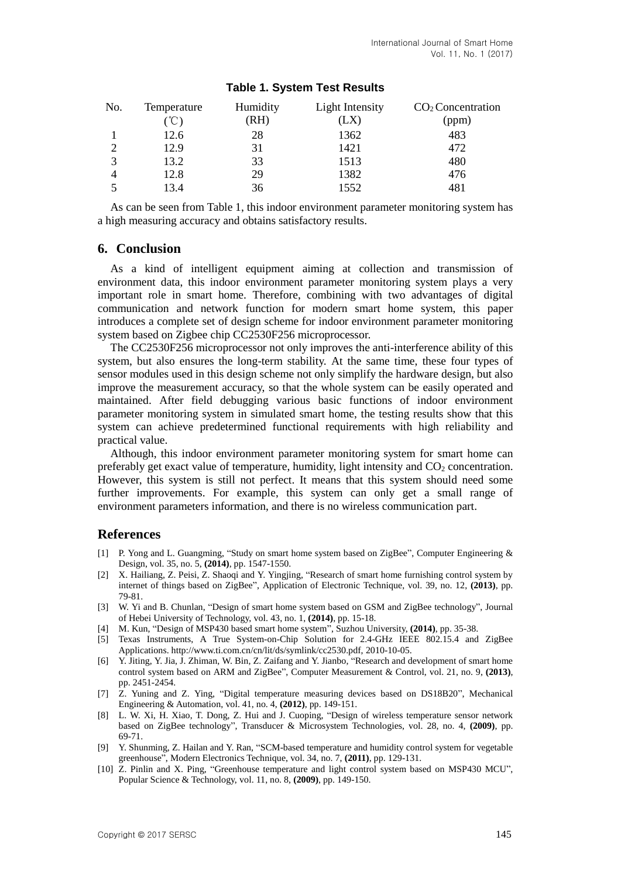**Table 1. System Test Results**

| No. | Temperature (℃) | Humidity (RH) | Light Intensity (LX) | $CO_2$ Concentration (ppm) |
|---|---|---|---|---|
| 1 | 12.6 | 28 | 1362 | 483 |
| 2 | 12.9 | 31 | 1421 | 472 |
| 3 | 13.2 | 33 | 1513 | 480 |
| 4 | 12.8 | 29 | 1382 | 476 |
| 5 | 13.4 | 36 | 1552 | 481 |

As can be seen from Table 1, this indoor environment parameter monitoring system has a high measuring accuracy and obtains satisfactory results.

## 6. Conclusion

As a kind of intelligent equipment aiming at collection and transmission of environment data, this indoor environment parameter monitoring system plays a very important role in smart home. Therefore, combining with two advantages of digital communication and network function for modern smart home system, this paper introduces a complete set of design scheme for indoor environment parameter monitoring system based on Zigbee chip CC2530F256 microprocessor.

The CC2530F256 microprocessor not only improves the anti-interference ability of this system, but also ensures the long-term stability. At the same time, these four types of sensor modules used in this design scheme not only simplify the hardware design, but also improve the measurement accuracy, so that the whole system can be easily operated and maintained. After field debugging various basic functions of indoor environment parameter monitoring system in simulated smart home, the testing results show that this system can achieve predetermined functional requirements with high reliability and practical value.

Although, this indoor environment parameter monitoring system for smart home can preferably get exact value of temperature, humidity, light intensity and $CO_2$ concentration. However, this system is still not perfect. It means that this system should need some further improvements. For example, this system can only get a small range of environment parameters information, and there is no wireless communication part.

## References

[1] P. Yong and L. Guangming, "Study on smart home system based on ZigBee", Computer Engineering & Design, vol. 35, no. 5, **(2014)**, pp. 1547-1550.

[2] X. Hailiang, Z. Peisi, Z. Shaoqi and Y. Yingjing, "Research of smart home furnishing control system by internet of things based on ZigBee", Application of Electronic Technique, vol. 39, no. 12, **(2013)**, pp. 79-81.

[3] W. Yi and B. Chunlan, "Design of smart home system based on GSM and ZigBee technology", Journal of Hebei University of Technology, vol. 43, no. 1, **(2014)**, pp. 15-18.

[4] M. Kun, "Design of MSP430 based smart home system", Suzhou University, **(2014)**, pp. 35-38.

[5] Texas Instruments, A True System-on-Chip Solution for 2.4-GHz IEEE 802.15.4 and ZigBee Applications. http://www.ti.com.cn/cn/lit/ds/symlink/cc2530.pdf, 2010-10-05.

[6] Y. Jiting, Y. Jia, J. Zhiman, W. Bin, Z. Zaifang and Y. Jianbo, "Research and development of smart home control system based on ARM and ZigBee", Computer Measurement & Control, vol. 21, no. 9, **(2013)**, pp. 2451-2454.

[7] Z. Yuning and Z. Ying, "Digital temperature measuring devices based on DS18B20", Mechanical Engineering & Automation, vol. 41, no. 4, **(2012)**, pp. 149-151.

[8] L. W. Xi, H. Xiao, T. Dong, Z. Hui and J. Cuoping, "Design of wireless temperature sensor network based on ZigBee technology", Transducer & Microsystem Technologies, vol. 28, no. 4, **(2009)**, pp. 69-71.

[9] Y. Shunming, Z. Hailan and Y. Ran, "SCM-based temperature and humidity control system for vegetable greenhouse", Modern Electronics Technique, vol. 34, no. 7, **(2011)**, pp. 129-131.

[10] Z. Pinlin and X. Ping, "Greenhouse temperature and light control system based on MSP430 MCU", Popular Science & Technology, vol. 11, no. 8, **(2009)**, pp. 149-150.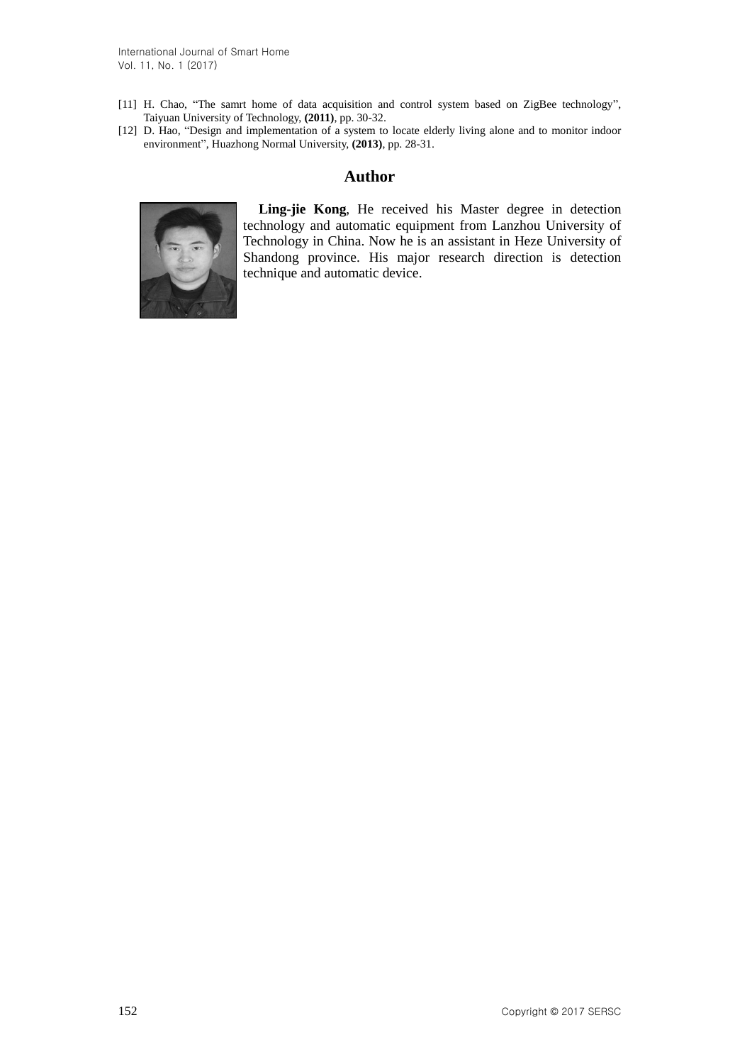[11] H. Chao, "The samrt home of data acquisition and control system based on ZigBee technology", Taiyuan University of Technology, **(2011)**, pp. 30-32.

[12] D. Hao, "Design and implementation of a system to locate elderly living alone and to monitor indoor environment", Huazhong Normal University, **(2013)**, pp. 28-31.

## Author

**Ling-jie Kong**, He received his Master degree in detection technology and automatic equipment from Lanzhou University of Technology in China. Now he is an assistant in Heze University of Shandong province. His major research direction is detection technique and automatic device.